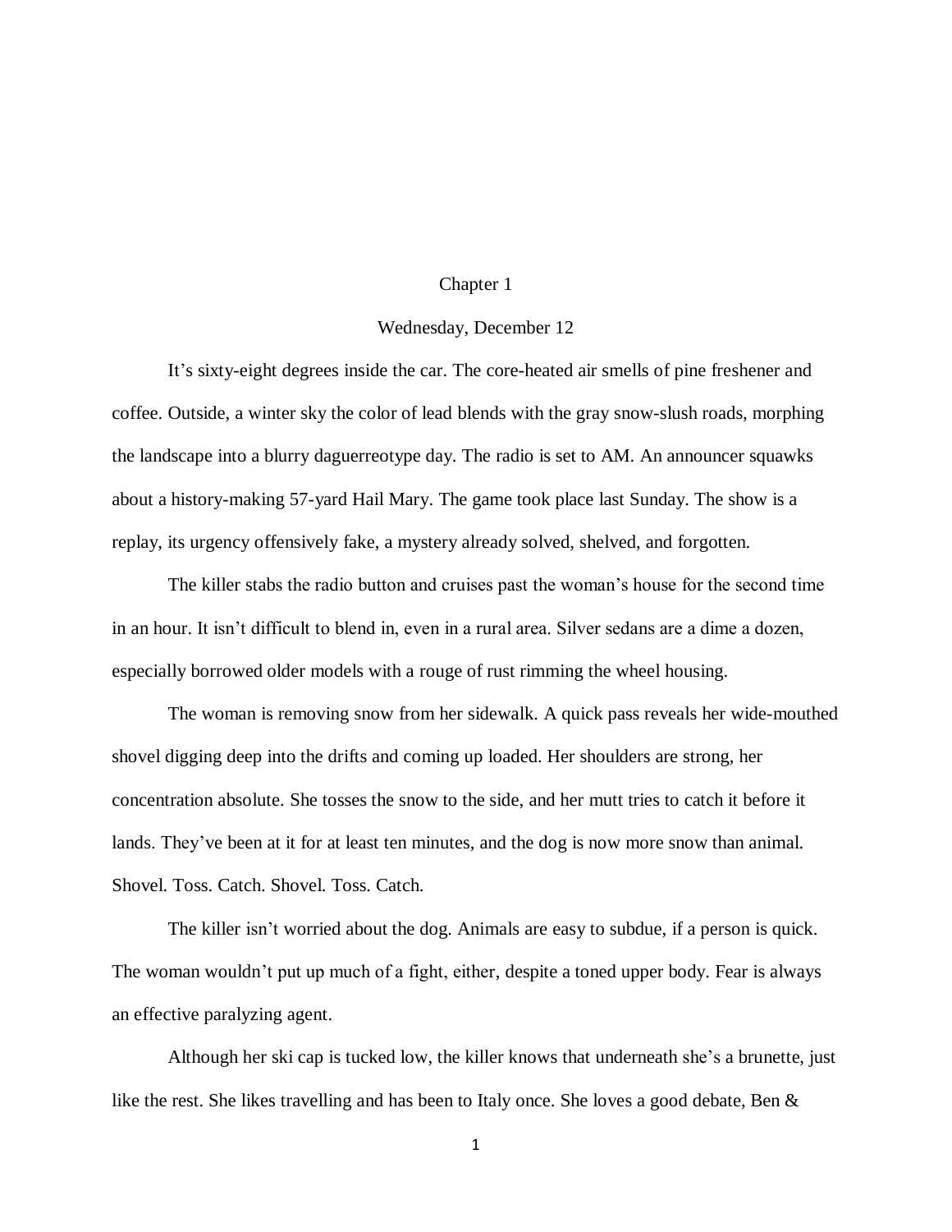# Chapter 1

## Wednesday, December 12

It's sixty-eight degrees inside the car. The core-heated air smells of pine freshener and coffee. Outside, a winter sky the color of lead blends with the gray snow-slush roads, morphing the landscape into a blurry daguerreotype day. The radio is set to AM. An announcer squawks about a history-making 57-yard Hail Mary. The game took place last Sunday. The show is a replay, its urgency offensively fake, a mystery already solved, shelved, and forgotten.

The killer stabs the radio button and cruises past the woman's house for the second time in an hour. It isn't difficult to blend in, even in a rural area. Silver sedans are a dime a dozen, especially borrowed older models with a rouge of rust rimming the wheel housing.

The woman is removing snow from her sidewalk. A quick pass reveals her wide-mouthed shovel digging deep into the drifts and coming up loaded. Her shoulders are strong, her concentration absolute. She tosses the snow to the side, and her mutt tries to catch it before it lands. They've been at it for at least ten minutes, and the dog is now more snow than animal. Shovel. Toss. Catch. Shovel. Toss. Catch.

The killer isn't worried about the dog. Animals are easy to subdue, if a person is quick. The woman wouldn't put up much of a fight, either, despite a toned upper body. Fear is always an effective paralyzing agent.

Although her ski cap is tucked low, the killer knows that underneath she's a brunette, just like the rest. She likes travelling and has been to Italy once. She loves a good debate, Ben &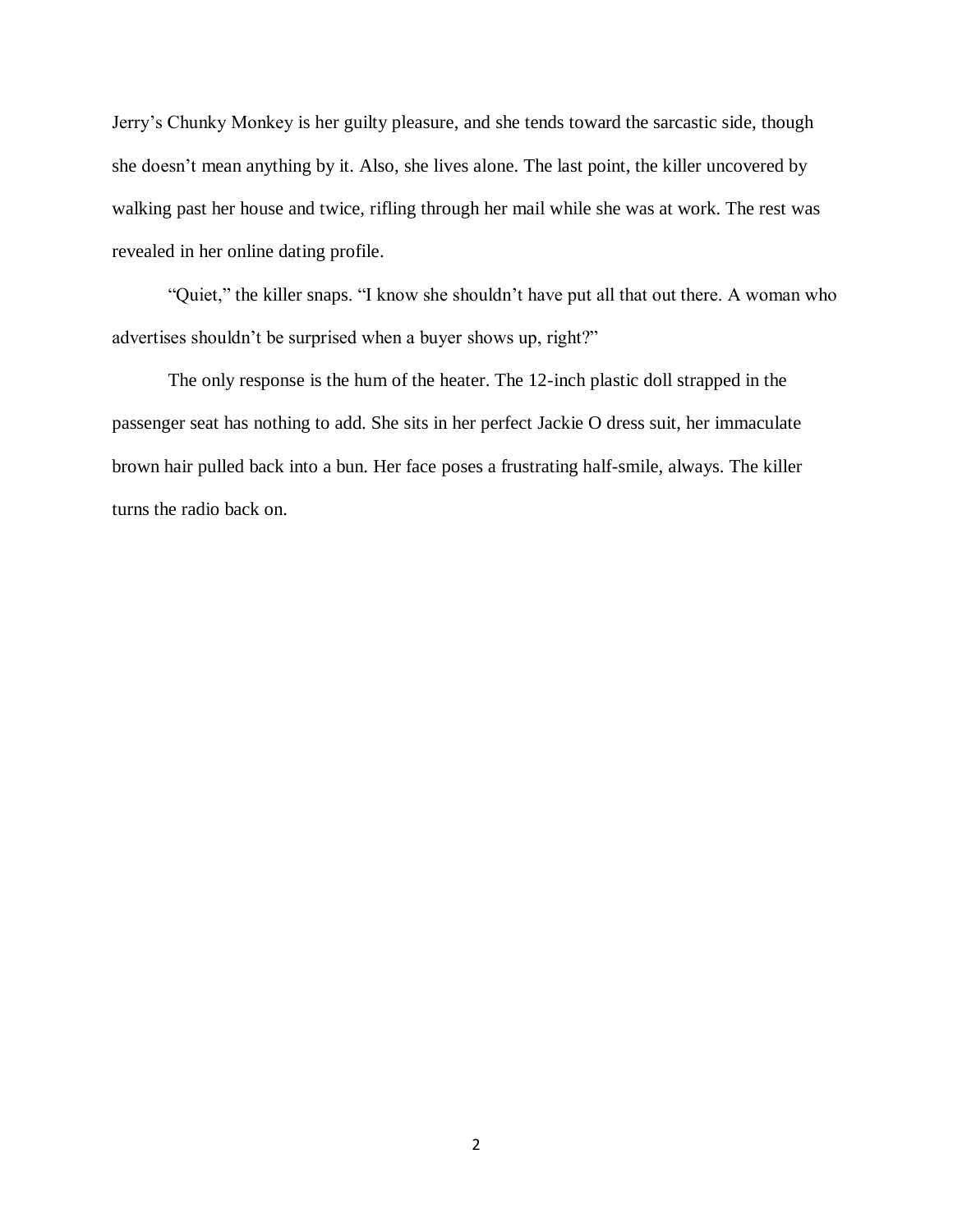Jerry's Chunky Monkey is her guilty pleasure, and she tends toward the sarcastic side, though she doesn't mean anything by it. Also, she lives alone. The last point, the killer uncovered by walking past her house and twice, rifling through her mail while she was at work. The rest was revealed in her online dating profile.

"Quiet," the killer snaps. "I know she shouldn't have put all that out there. A woman who advertises shouldn't be surprised when a buyer shows up, right?"

The only response is the hum of the heater. The 12-inch plastic doll strapped in the passenger seat has nothing to add. She sits in her perfect Jackie O dress suit, her immaculate brown hair pulled back into a bun. Her face poses a frustrating half-smile, always. The killer turns the radio back on.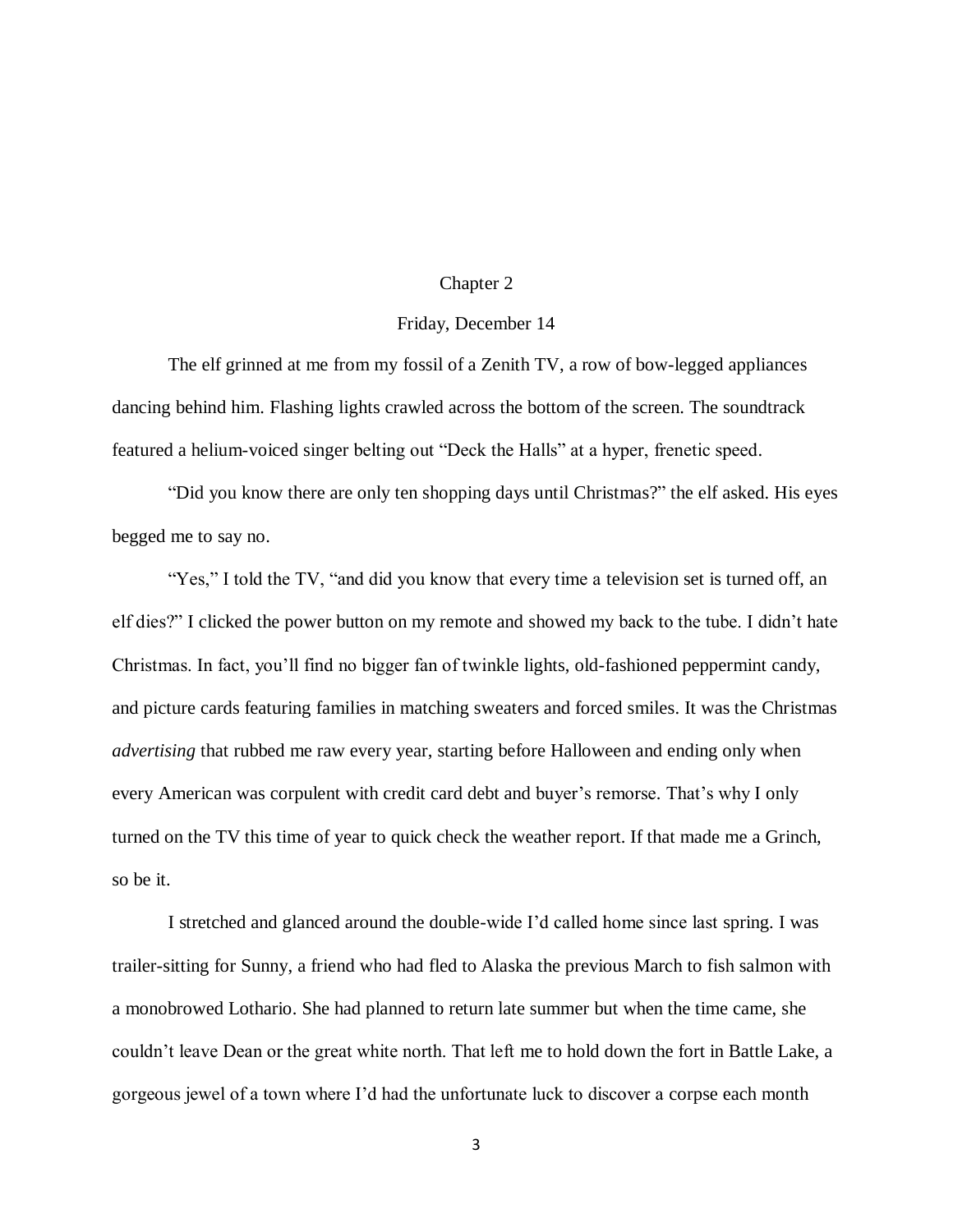# Chapter 2

## Friday, December 14

The elf grinned at me from my fossil of a Zenith TV, a row of bow-legged appliances dancing behind him. Flashing lights crawled across the bottom of the screen. The soundtrack featured a helium-voiced singer belting out "Deck the Halls" at a hyper, frenetic speed.

"Did you know there are only ten shopping days until Christmas?" the elf asked. His eyes begged me to say no.

"Yes," I told the TV, "and did you know that every time a television set is turned off, an elf dies?" I clicked the power button on my remote and showed my back to the tube. I didn't hate Christmas. In fact, you'll find no bigger fan of twinkle lights, old-fashioned peppermint candy, and picture cards featuring families in matching sweaters and forced smiles. It was the Christmas *advertising* that rubbed me raw every year, starting before Halloween and ending only when every American was corpulent with credit card debt and buyer's remorse. That's why I only turned on the TV this time of year to quick check the weather report. If that made me a Grinch, so be it.

I stretched and glanced around the double-wide I'd called home since last spring. I was trailer-sitting for Sunny, a friend who had fled to Alaska the previous March to fish salmon with a monobrowed Lothario. She had planned to return late summer but when the time came, she couldn't leave Dean or the great white north. That left me to hold down the fort in Battle Lake, a gorgeous jewel of a town where I'd had the unfortunate luck to discover a corpse each month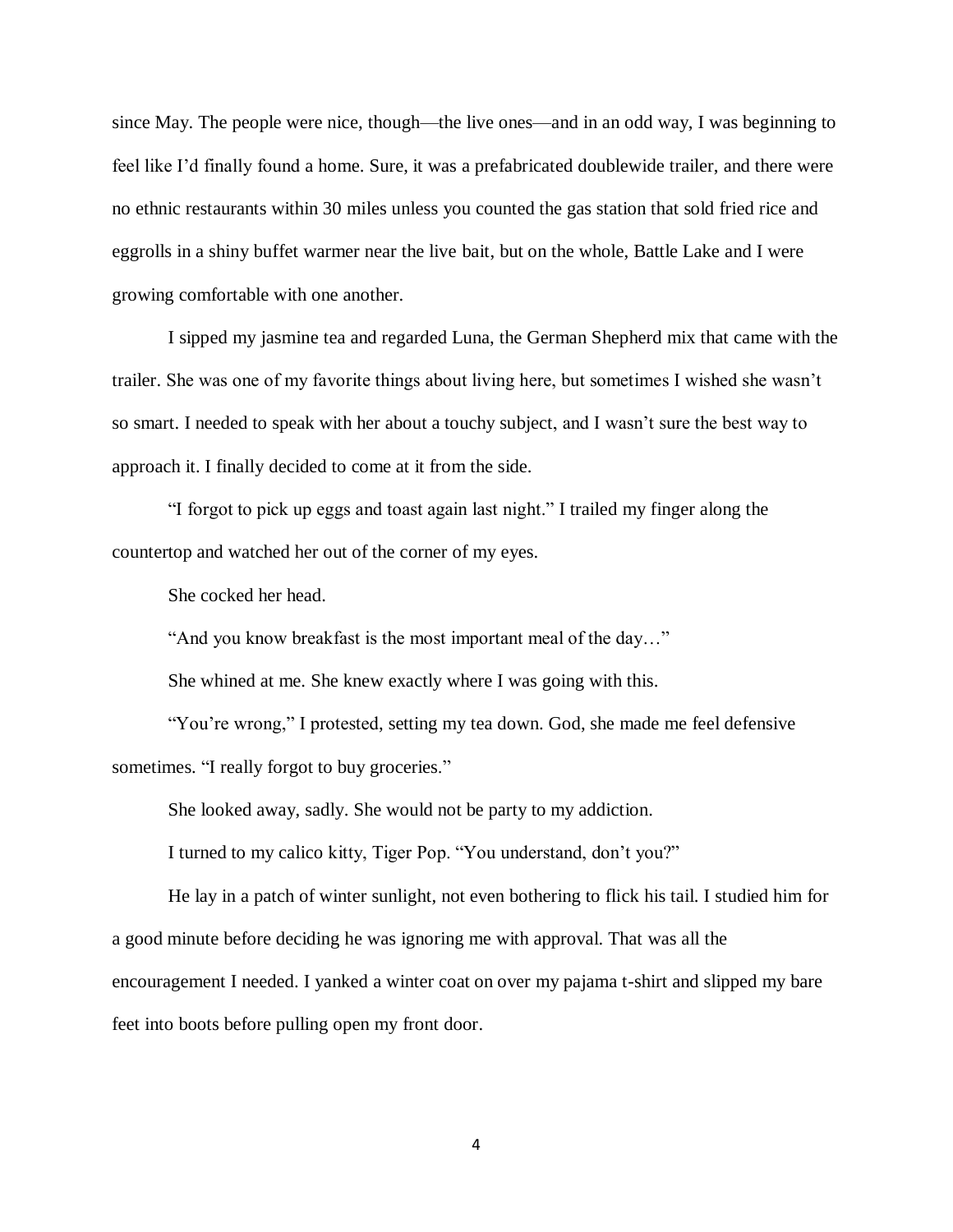since May. The people were nice, though—the live ones—and in an odd way, I was beginning to feel like I'd finally found a home. Sure, it was a prefabricated doublewide trailer, and there were no ethnic restaurants within 30 miles unless you counted the gas station that sold fried rice and eggrolls in a shiny buffet warmer near the live bait, but on the whole, Battle Lake and I were growing comfortable with one another.

I sipped my jasmine tea and regarded Luna, the German Shepherd mix that came with the trailer. She was one of my favorite things about living here, but sometimes I wished she wasn't so smart. I needed to speak with her about a touchy subject, and I wasn't sure the best way to approach it. I finally decided to come at it from the side.

"I forgot to pick up eggs and toast again last night." I trailed my finger along the countertop and watched her out of the corner of my eyes.

She cocked her head.

"And you know breakfast is the most important meal of the day…"

She whined at me. She knew exactly where I was going with this.

"You're wrong," I protested, setting my tea down. God, she made me feel defensive sometimes. "I really forgot to buy groceries."

She looked away, sadly. She would not be party to my addiction.

I turned to my calico kitty, Tiger Pop. "You understand, don't you?"

He lay in a patch of winter sunlight, not even bothering to flick his tail. I studied him for a good minute before deciding he was ignoring me with approval. That was all the encouragement I needed. I yanked a winter coat on over my pajama t-shirt and slipped my bare feet into boots before pulling open my front door.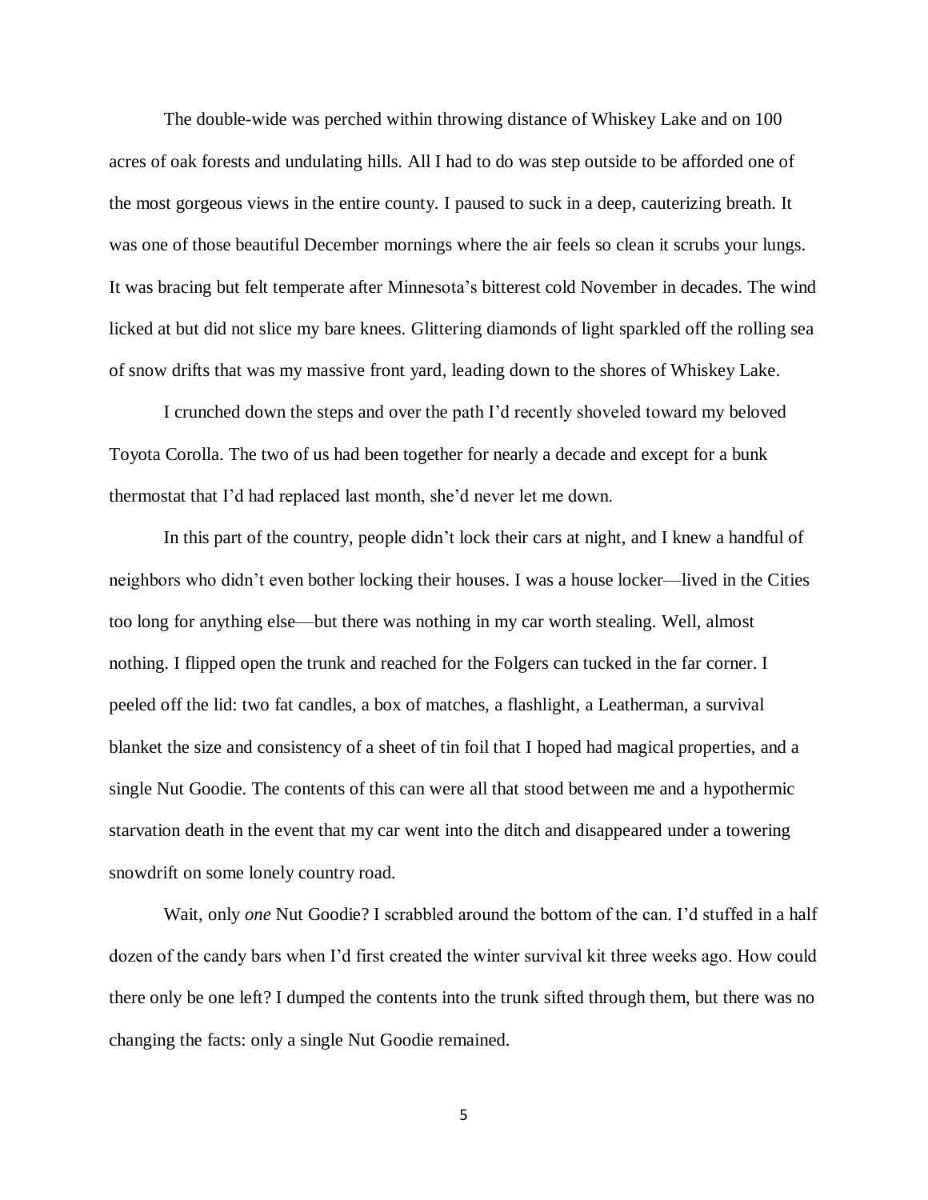The double-wide was perched within throwing distance of Whiskey Lake and on 100 acres of oak forests and undulating hills. All I had to do was step outside to be afforded one of the most gorgeous views in the entire county. I paused to suck in a deep, cauterizing breath. It was one of those beautiful December mornings where the air feels so clean it scrubs your lungs. It was bracing but felt temperate after Minnesota's bitterest cold November in decades. The wind licked at but did not slice my bare knees. Glittering diamonds of light sparkled off the rolling sea of snow drifts that was my massive front yard, leading down to the shores of Whiskey Lake.

I crunched down the steps and over the path I'd recently shoveled toward my beloved Toyota Corolla. The two of us had been together for nearly a decade and except for a bunk thermostat that I'd had replaced last month, she'd never let me down.

In this part of the country, people didn't lock their cars at night, and I knew a handful of neighbors who didn't even bother locking their houses. I was a house locker—lived in the Cities too long for anything else—but there was nothing in my car worth stealing. Well, almost nothing. I flipped open the trunk and reached for the Folgers can tucked in the far corner. I peeled off the lid: two fat candles, a box of matches, a flashlight, a Leatherman, a survival blanket the size and consistency of a sheet of tin foil that I hoped had magical properties, and a single Nut Goodie. The contents of this can were all that stood between me and a hypothermic starvation death in the event that my car went into the ditch and disappeared under a towering snowdrift on some lonely country road.

Wait, only *one* Nut Goodie? I scrabbled around the bottom of the can. I'd stuffed in a half dozen of the candy bars when I'd first created the winter survival kit three weeks ago. How could there only be one left? I dumped the contents into the trunk sifted through them, but there was no changing the facts: only a single Nut Goodie remained.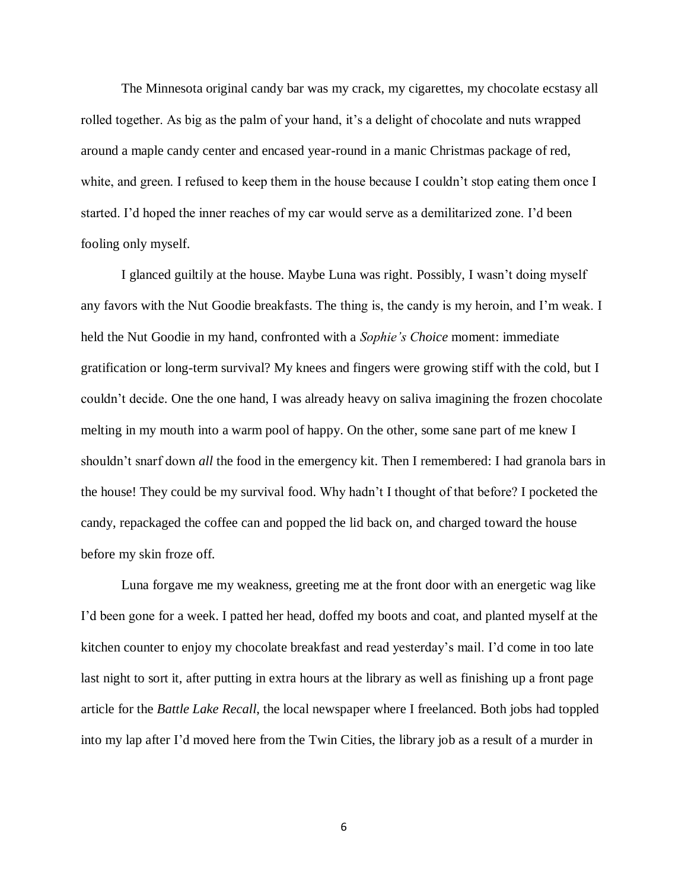The Minnesota original candy bar was my crack, my cigarettes, my chocolate ecstasy all rolled together. As big as the palm of your hand, it's a delight of chocolate and nuts wrapped around a maple candy center and encased year-round in a manic Christmas package of red, white, and green. I refused to keep them in the house because I couldn't stop eating them once I started. I'd hoped the inner reaches of my car would serve as a demilitarized zone. I'd been fooling only myself.

I glanced guiltily at the house. Maybe Luna was right. Possibly, I wasn't doing myself any favors with the Nut Goodie breakfasts. The thing is, the candy is my heroin, and I'm weak. I held the Nut Goodie in my hand, confronted with a *Sophie's Choice* moment: immediate gratification or long-term survival? My knees and fingers were growing stiff with the cold, but I couldn't decide. One the one hand, I was already heavy on saliva imagining the frozen chocolate melting in my mouth into a warm pool of happy. On the other, some sane part of me knew I shouldn't snarf down *all* the food in the emergency kit. Then I remembered: I had granola bars in the house! They could be my survival food. Why hadn't I thought of that before? I pocketed the candy, repackaged the coffee can and popped the lid back on, and charged toward the house before my skin froze off.

Luna forgave me my weakness, greeting me at the front door with an energetic wag like I'd been gone for a week. I patted her head, doffed my boots and coat, and planted myself at the kitchen counter to enjoy my chocolate breakfast and read yesterday's mail. I'd come in too late last night to sort it, after putting in extra hours at the library as well as finishing up a front page article for the *Battle Lake Recall*, the local newspaper where I freelanced. Both jobs had toppled into my lap after I'd moved here from the Twin Cities, the library job as a result of a murder in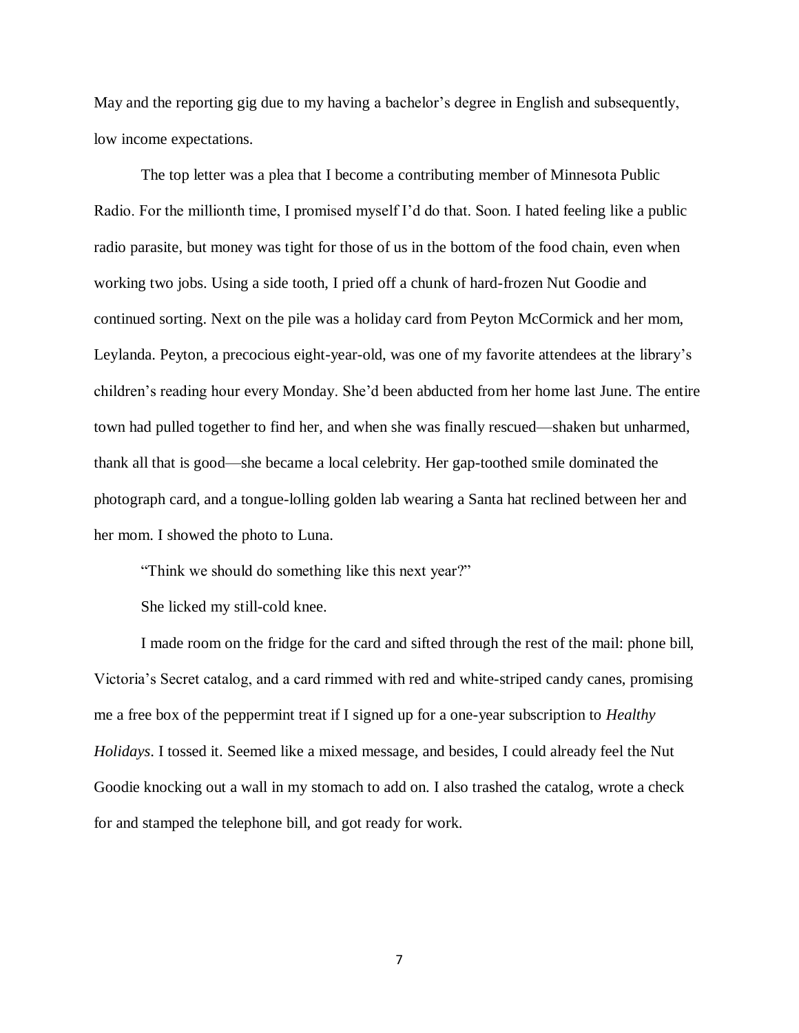May and the reporting gig due to my having a bachelor's degree in English and subsequently, low income expectations.

The top letter was a plea that I become a contributing member of Minnesota Public Radio. For the millionth time, I promised myself I'd do that. Soon. I hated feeling like a public radio parasite, but money was tight for those of us in the bottom of the food chain, even when working two jobs. Using a side tooth, I pried off a chunk of hard-frozen Nut Goodie and continued sorting. Next on the pile was a holiday card from Peyton McCormick and her mom, Leylanda. Peyton, a precocious eight-year-old, was one of my favorite attendees at the library's children's reading hour every Monday. She'd been abducted from her home last June. The entire town had pulled together to find her, and when she was finally rescued—shaken but unharmed, thank all that is good—she became a local celebrity. Her gap-toothed smile dominated the photograph card, and a tongue-lolling golden lab wearing a Santa hat reclined between her and her mom. I showed the photo to Luna.

"Think we should do something like this next year?"

She licked my still-cold knee.

I made room on the fridge for the card and sifted through the rest of the mail: phone bill, Victoria's Secret catalog, and a card rimmed with red and white-striped candy canes, promising me a free box of the peppermint treat if I signed up for a one-year subscription to *Healthy Holidays*. I tossed it. Seemed like a mixed message, and besides, I could already feel the Nut Goodie knocking out a wall in my stomach to add on. I also trashed the catalog, wrote a check for and stamped the telephone bill, and got ready for work.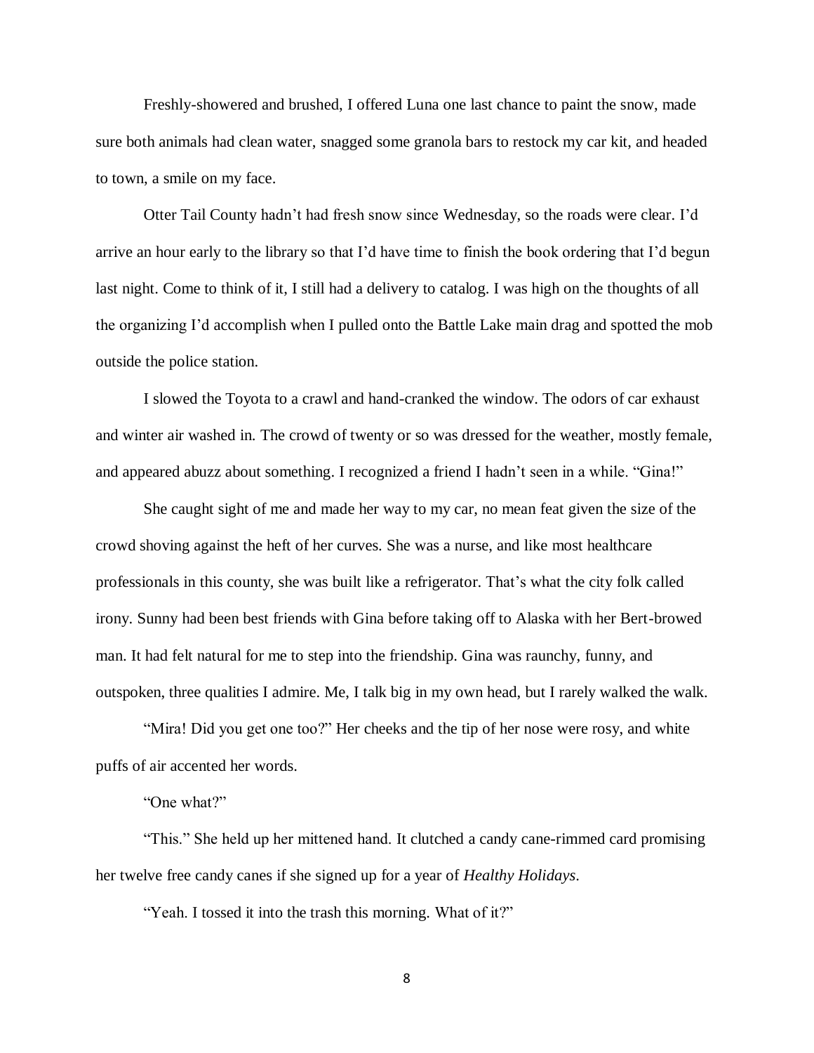Freshly-showered and brushed, I offered Luna one last chance to paint the snow, made sure both animals had clean water, snagged some granola bars to restock my car kit, and headed to town, a smile on my face.

Otter Tail County hadn't had fresh snow since Wednesday, so the roads were clear. I'd arrive an hour early to the library so that I'd have time to finish the book ordering that I'd begun last night. Come to think of it, I still had a delivery to catalog. I was high on the thoughts of all the organizing I'd accomplish when I pulled onto the Battle Lake main drag and spotted the mob outside the police station.

I slowed the Toyota to a crawl and hand-cranked the window. The odors of car exhaust and winter air washed in. The crowd of twenty or so was dressed for the weather, mostly female, and appeared abuzz about something. I recognized a friend I hadn't seen in a while. "Gina!"

She caught sight of me and made her way to my car, no mean feat given the size of the crowd shoving against the heft of her curves. She was a nurse, and like most healthcare professionals in this county, she was built like a refrigerator. That's what the city folk called irony. Sunny had been best friends with Gina before taking off to Alaska with her Bert-browed man. It had felt natural for me to step into the friendship. Gina was raunchy, funny, and outspoken, three qualities I admire. Me, I talk big in my own head, but I rarely walked the walk.

"Mira! Did you get one too?" Her cheeks and the tip of her nose were rosy, and white puffs of air accented her words.

"One what?"

"This." She held up her mittened hand. It clutched a candy cane-rimmed card promising her twelve free candy canes if she signed up for a year of *Healthy Holidays*.

"Yeah. I tossed it into the trash this morning. What of it?"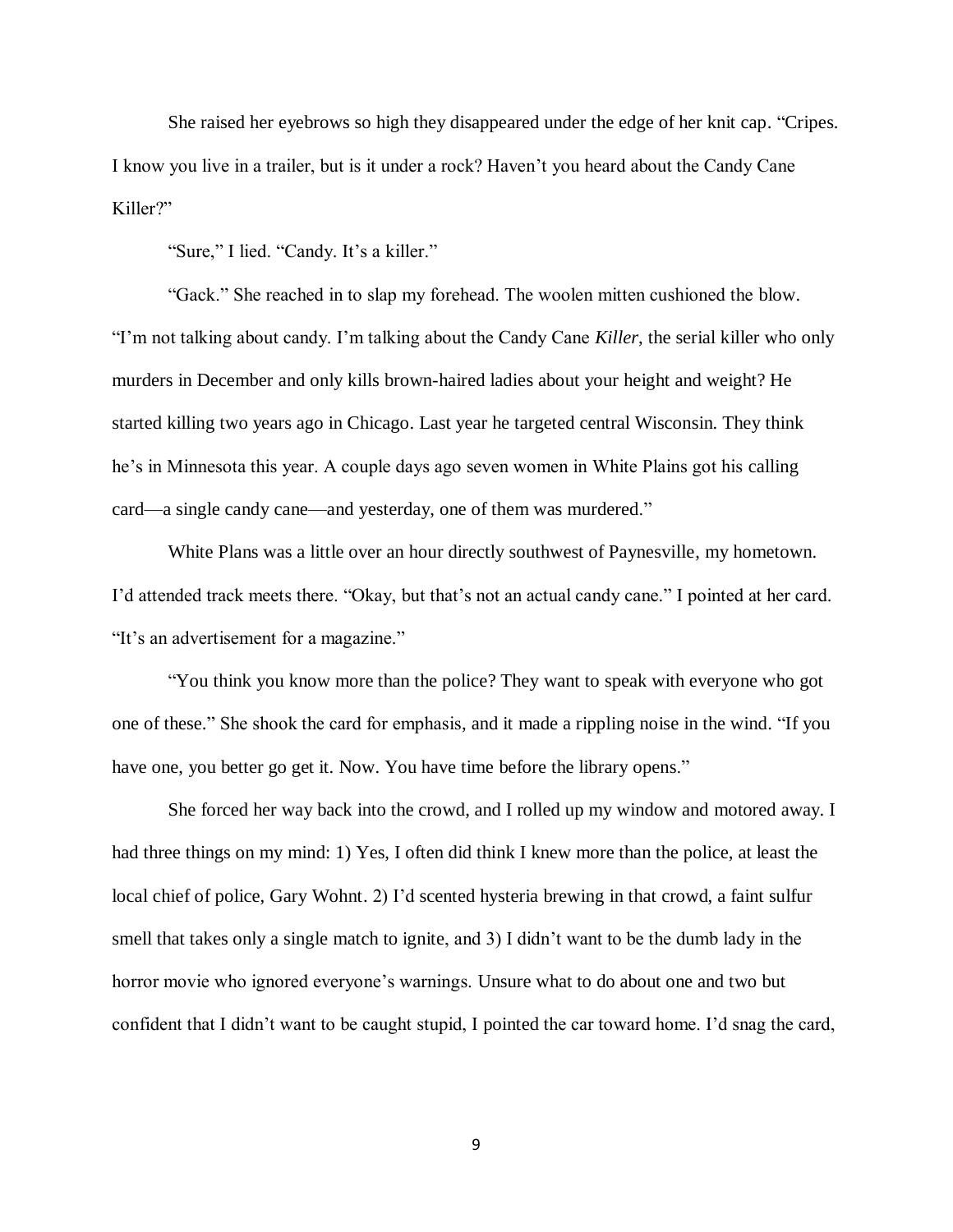She raised her eyebrows so high they disappeared under the edge of her knit cap. "Cripes. I know you live in a trailer, but is it under a rock? Haven't you heard about the Candy Cane Killer?"

"Sure," I lied. "Candy. It's a killer."

"Gack." She reached in to slap my forehead. The woolen mitten cushioned the blow. "I'm not talking about candy. I'm talking about the Candy Cane *Killer*, the serial killer who only murders in December and only kills brown-haired ladies about your height and weight? He started killing two years ago in Chicago. Last year he targeted central Wisconsin. They think he's in Minnesota this year. A couple days ago seven women in White Plains got his calling card—a single candy cane—and yesterday, one of them was murdered."

White Plans was a little over an hour directly southwest of Paynesville, my hometown. I'd attended track meets there. "Okay, but that's not an actual candy cane." I pointed at her card. "It's an advertisement for a magazine."

"You think you know more than the police? They want to speak with everyone who got one of these." She shook the card for emphasis, and it made a rippling noise in the wind. "If you have one, you better go get it. Now. You have time before the library opens."

She forced her way back into the crowd, and I rolled up my window and motored away. I had three things on my mind: 1) Yes, I often did think I knew more than the police, at least the local chief of police, Gary Wohnt. 2) I'd scented hysteria brewing in that crowd, a faint sulfur smell that takes only a single match to ignite, and 3) I didn't want to be the dumb lady in the horror movie who ignored everyone's warnings. Unsure what to do about one and two but confident that I didn't want to be caught stupid, I pointed the car toward home. I'd snag the card,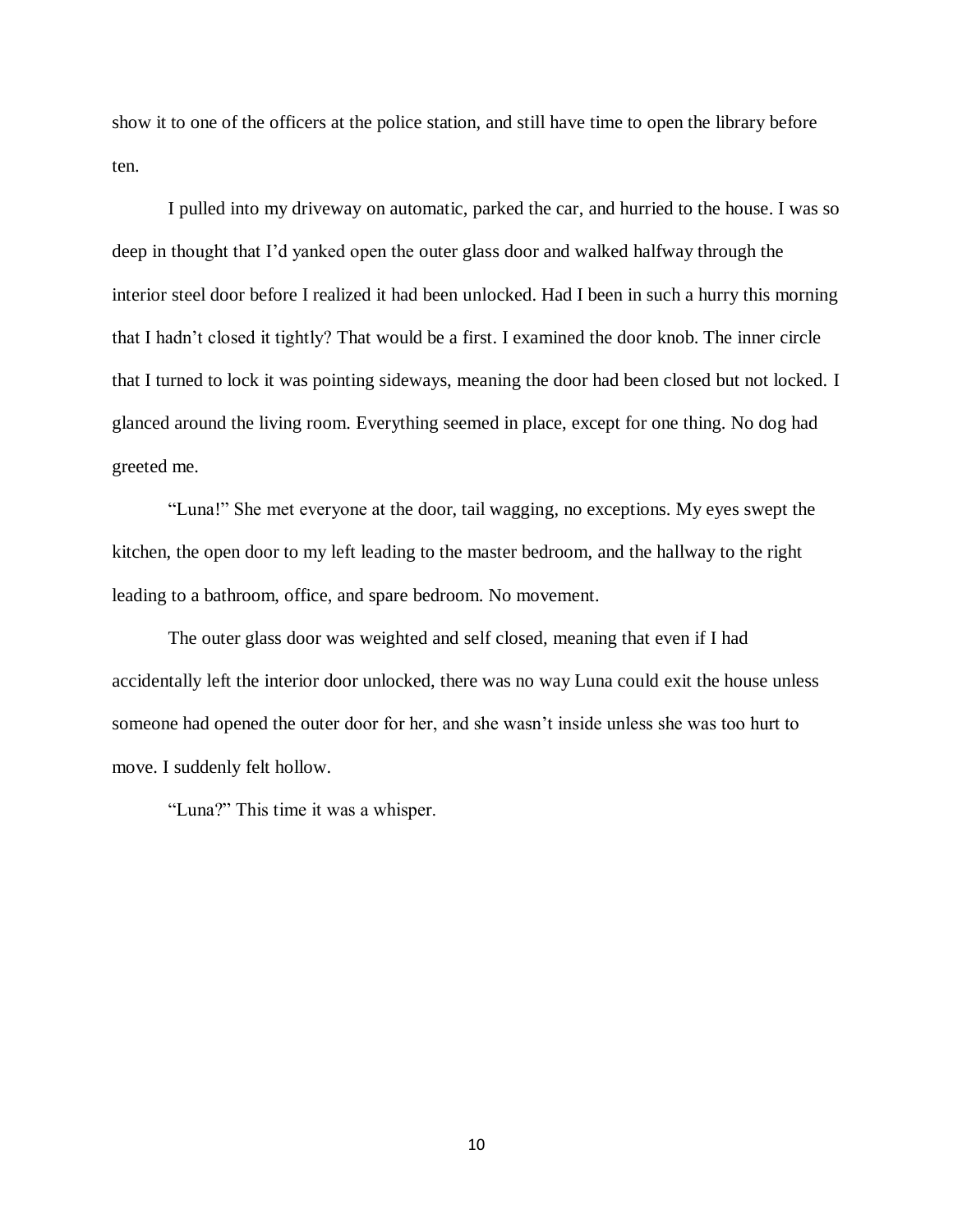show it to one of the officers at the police station, and still have time to open the library before ten.

I pulled into my driveway on automatic, parked the car, and hurried to the house. I was so deep in thought that I'd yanked open the outer glass door and walked halfway through the interior steel door before I realized it had been unlocked. Had I been in such a hurry this morning that I hadn't closed it tightly? That would be a first. I examined the door knob. The inner circle that I turned to lock it was pointing sideways, meaning the door had been closed but not locked. I glanced around the living room. Everything seemed in place, except for one thing. No dog had greeted me.

"Luna!" She met everyone at the door, tail wagging, no exceptions. My eyes swept the kitchen, the open door to my left leading to the master bedroom, and the hallway to the right leading to a bathroom, office, and spare bedroom. No movement.

The outer glass door was weighted and self closed, meaning that even if I had accidentally left the interior door unlocked, there was no way Luna could exit the house unless someone had opened the outer door for her, and she wasn't inside unless she was too hurt to move. I suddenly felt hollow.

"Luna?" This time it was a whisper.